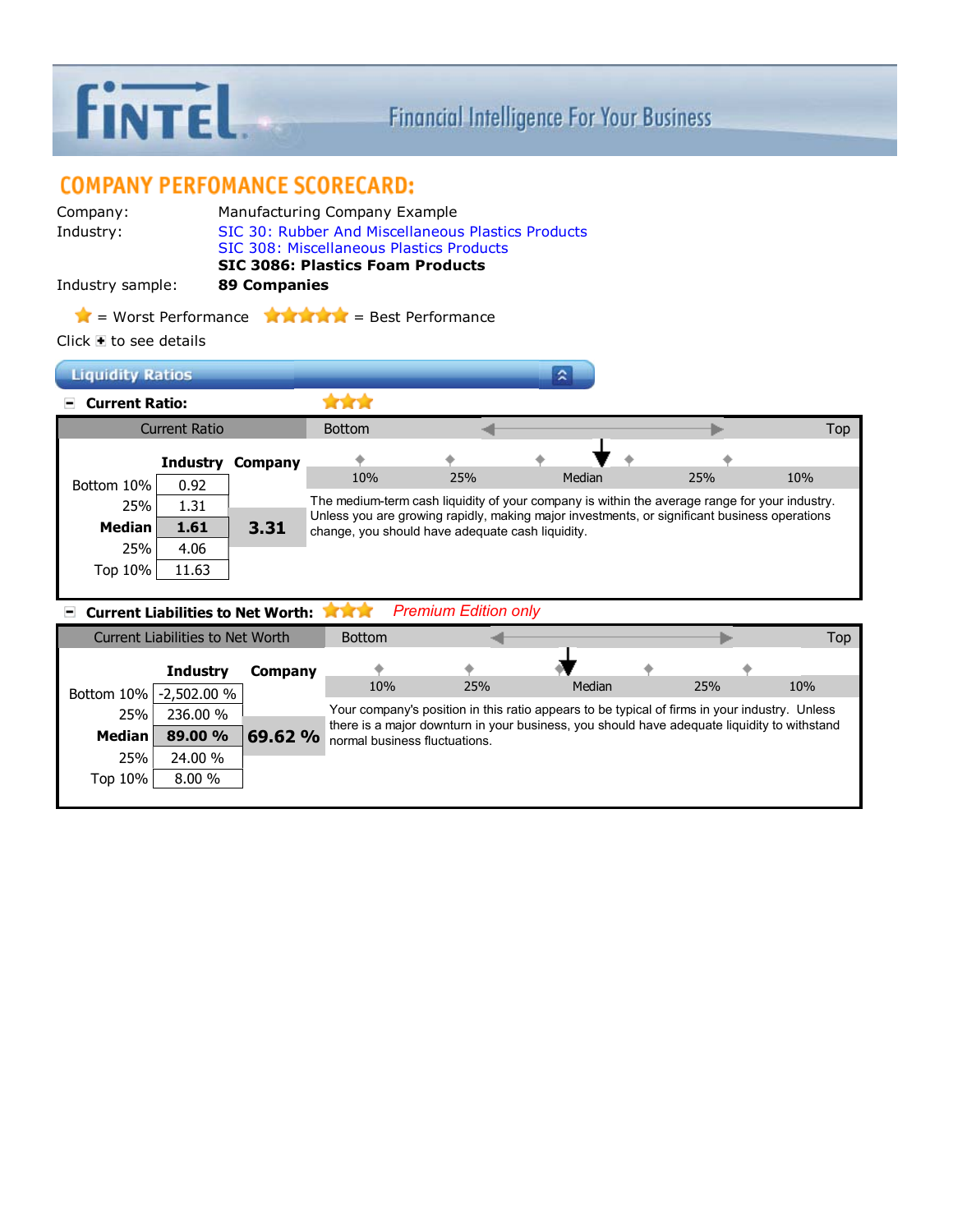# COMPANY PERFOMANCE SCORECARD:

| | |
|---|---|
| Company: | Manufacturing Company Example |
| Industry: | SIC 30: Rubber And Miscellaneous Plastics Products |
| | SIC 308: Miscellaneous Plastics Products |
| | **SIC 3086: Plastics Foam Products** |
| Industry sample: | **89 Companies** |

★ = Worst Performance ★★★★★ = Best Performance

Click + to see details

## Liquidity Ratios

### Current Ratio: ★★★

**Current Ratio**

Bottom ◄──► Top

| | Industry | Company |
|---|---|---|
| Bottom 10% | 0.92 | |
| 25% | 1.31 | |
| **Median** | **1.61** | **3.31** |
| 25% | 4.06 | |
| Top 10% | 11.63 | |

10% | 25% | Median | 25% | 10%

The medium-term cash liquidity of your company is within the average range for your industry. Unless you are growing rapidly, making major investments, or significant business operations change, you should have adequate cash liquidity.

### Current Liabilities to Net Worth: ★★★ *Premium Edition only*

**Current Liabilities to Net Worth**

Bottom ◄──► Top

| | Industry | Company |
|---|---|---|
| Bottom 10% | -2,502.00 % | |
| 25% | 236.00 % | |
| **Median** | **89.00 %** | **69.62 %** |
| 25% | 24.00 % | |
| Top 10% | 8.00 % | |

10% | 25% | Median | 25% | 10%

Your company's position in this ratio appears to be typical of firms in your industry. Unless there is a major downturn in your business, you should have adequate liquidity to withstand normal business fluctuations.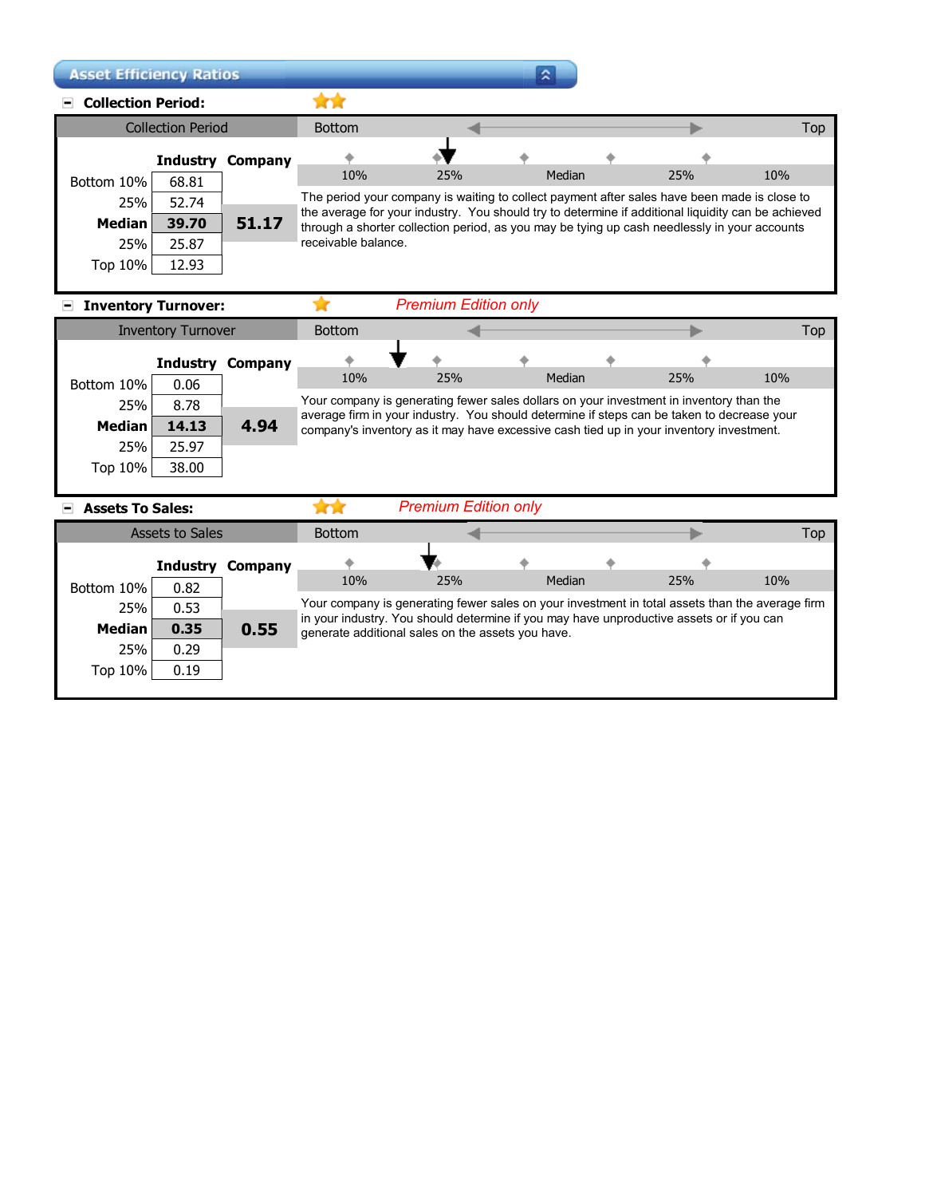## Asset Efficiency Ratios

### Collection Period:

| Collection Period | Industry | Company |
|---|---|---|
| Bottom 10% | 68.81 | |
| 25% | 52.74 | |
| **Median** | **39.70** | **51.17** |
| 25% | 25.87 | |
| Top 10% | 12.93 | |

Bottom — 10% — 25% — Median — 25% — 10% — Top

The period your company is waiting to collect payment after sales have been made is close to the average for your industry. You should try to determine if additional liquidity can be achieved through a shorter collection period, as you may be tying up cash needlessly in your accounts receivable balance.

### Inventory Turnover:

*Premium Edition only*

| Inventory Turnover | Industry | Company |
|---|---|---|
| Bottom 10% | 0.06 | |
| 25% | 8.78 | |
| **Median** | **14.13** | **4.94** |
| 25% | 25.97 | |
| Top 10% | 38.00 | |

Bottom — 10% — 25% — Median — 25% — 10% — Top

Your company is generating fewer sales dollars on your investment in inventory than the average firm in your industry. You should determine if steps can be taken to decrease your company's inventory as it may have excessive cash tied up in your inventory investment.

### Assets To Sales:

*Premium Edition only*

| Assets to Sales | Industry | Company |
|---|---|---|
| Bottom 10% | 0.82 | |
| 25% | 0.53 | |
| **Median** | **0.35** | **0.55** |
| 25% | 0.29 | |
| Top 10% | 0.19 | |

Bottom — 10% — 25% — Median — 25% — 10% — Top

Your company is generating fewer sales on your investment in total assets than the average firm in your industry. You should determine if you may have unproductive assets or if you can generate additional sales on the assets you have.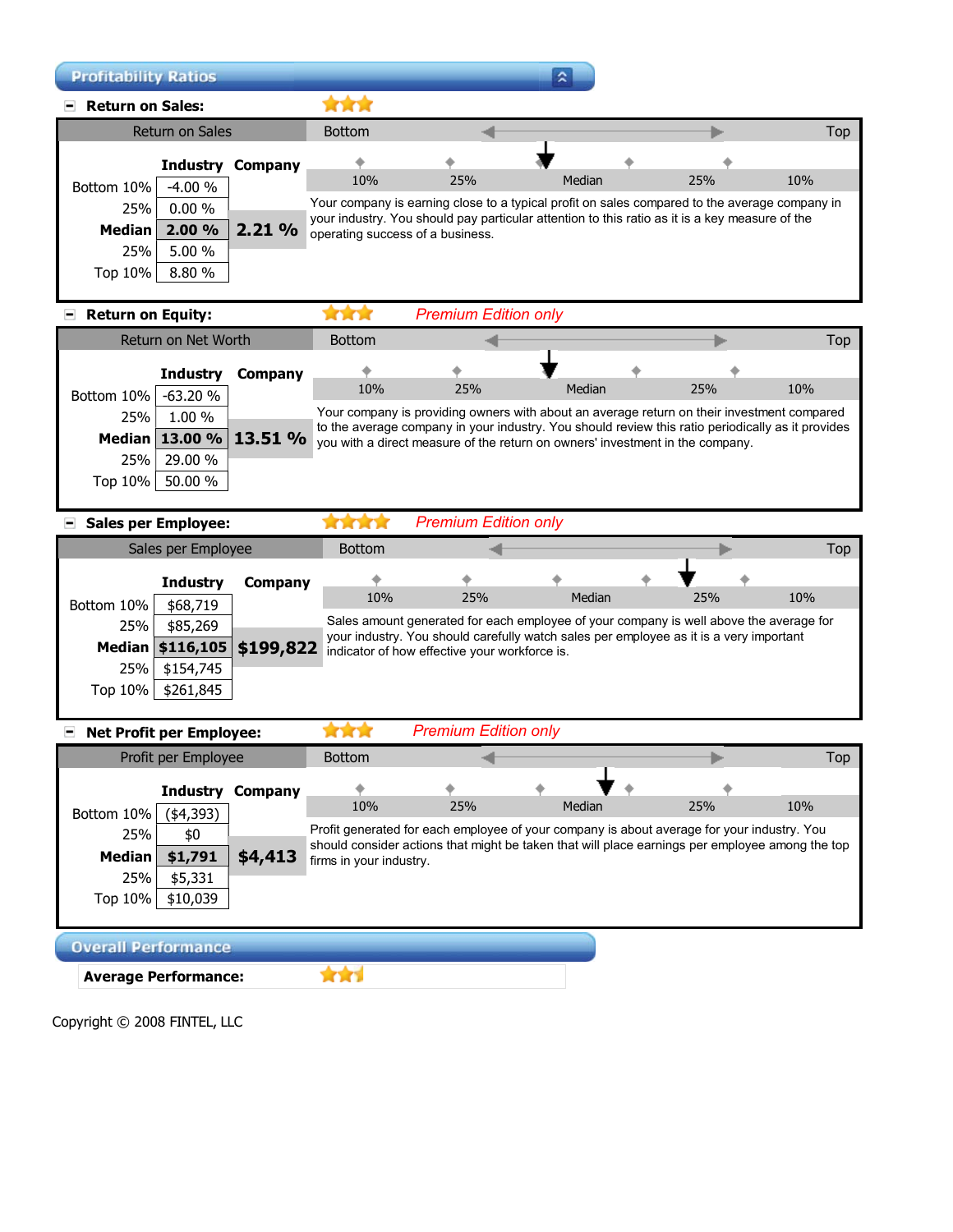## Profitability Ratios

### Return on Sales:

| Return on Sales | Industry | Company |
|---|---|---|
| Bottom 10% | -4.00 % | |
| 25% | 0.00 % | |
| **Median** | **2.00 %** | **2.21 %** |
| 25% | 5.00 % | |
| Top 10% | 8.80 % | |

Bottom — Top

10% 25% Median 25% 10%

Your company is earning close to a typical profit on sales compared to the average company in your industry. You should pay particular attention to this ratio as it is a key measure of the operating success of a business.

### Return on Equity:

*Premium Edition only*

| Return on Net Worth | Industry | Company |
|---|---|---|
| Bottom 10% | -63.20 % | |
| 25% | 1.00 % | |
| **Median** | **13.00 %** | **13.51 %** |
| 25% | 29.00 % | |
| Top 10% | 50.00 % | |

Bottom — Top

10% 25% Median 25% 10%

Your company is providing owners with about an average return on their investment compared to the average company in your industry. You should review this ratio periodically as it provides you with a direct measure of the return on owners' investment in the company.

### Sales per Employee:

*Premium Edition only*

| Sales per Employee | Industry | Company |
|---|---|---|
| Bottom 10% | $68,719 | |
| 25% | $85,269 | |
| **Median** | **$116,105** | **$199,822** |
| 25% | $154,745 | |
| Top 10% | $261,845 | |

Bottom — Top

10% 25% Median 25% 10%

Sales amount generated for each employee of your company is well above the average for your industry. You should carefully watch sales per employee as it is a very important indicator of how effective your workforce is.

### Net Profit per Employee:

*Premium Edition only*

| Profit per Employee | Industry | Company |
|---|---|---|
| Bottom 10% | ($4,393) | |
| 25% | $0 | |
| **Median** | **$1,791** | **$4,413** |
| 25% | $5,331 | |
| Top 10% | $10,039 | |

Bottom — Top

10% 25% Median 25% 10%

Profit generated for each employee of your company is about average for your industry. You should consider actions that might be taken that will place earnings per employee among the top firms in your industry.

## Overall Performance

**Average Performance:**

Copyright © 2008 FINTEL, LLC